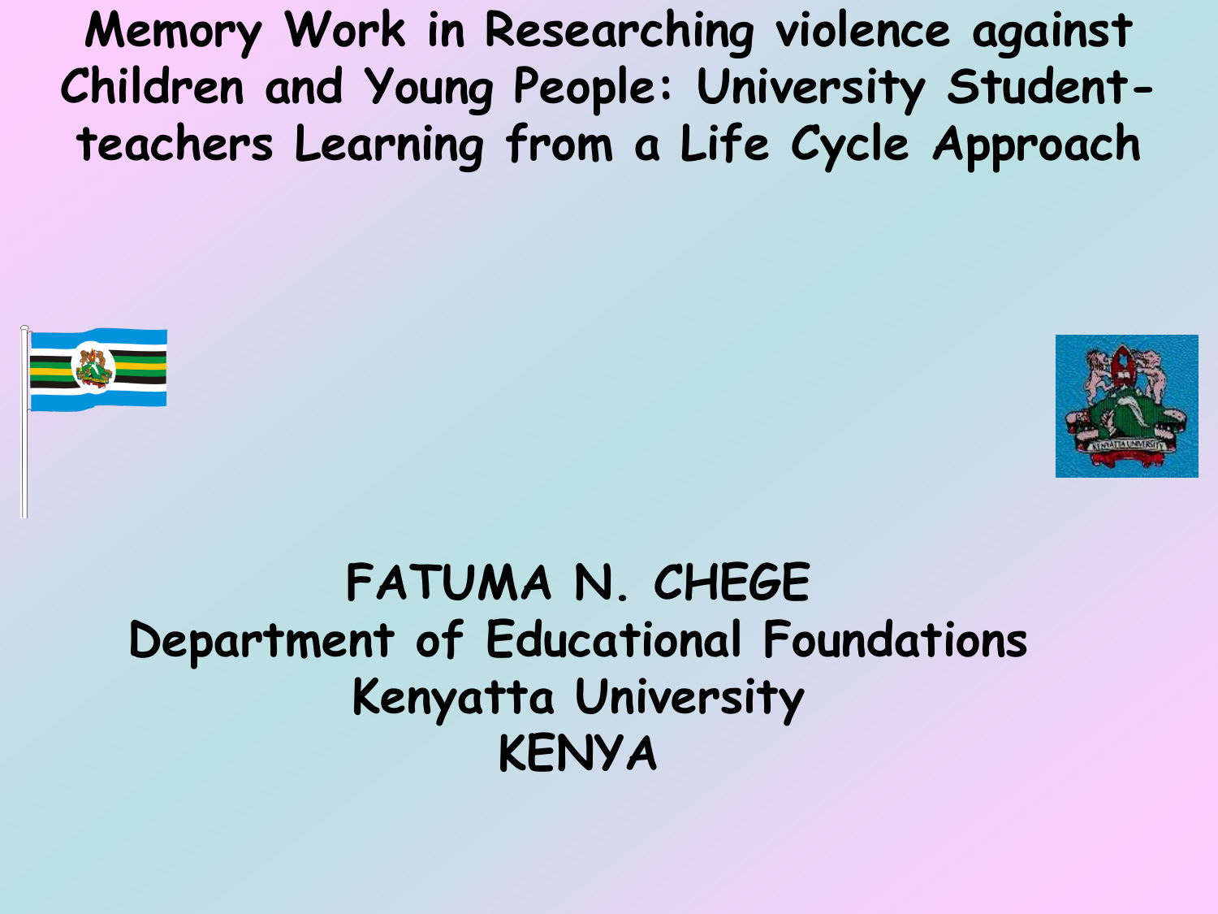# Memory Work in Researching violence against Children and Young People: University Student-teachers Learning from a Life Cycle Approach

**FATUMA N. CHEGE**
**Department of Educational Foundations**
**Kenyatta University**
**KENYA**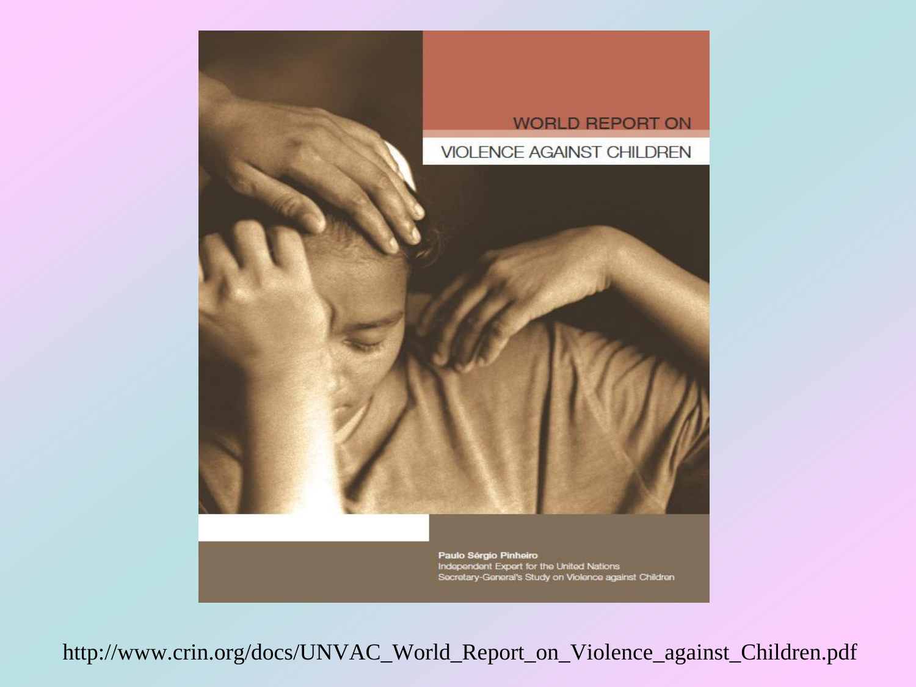WORLD REPORT ON

VIOLENCE AGAINST CHILDREN

**Paulo Sérgio Pinheiro**
Independent Expert for the United Nations
Secretary-General's Study on Violence against Children

http://www.crin.org/docs/UNVAC_World_Report_on_Violence_against_Children.pdf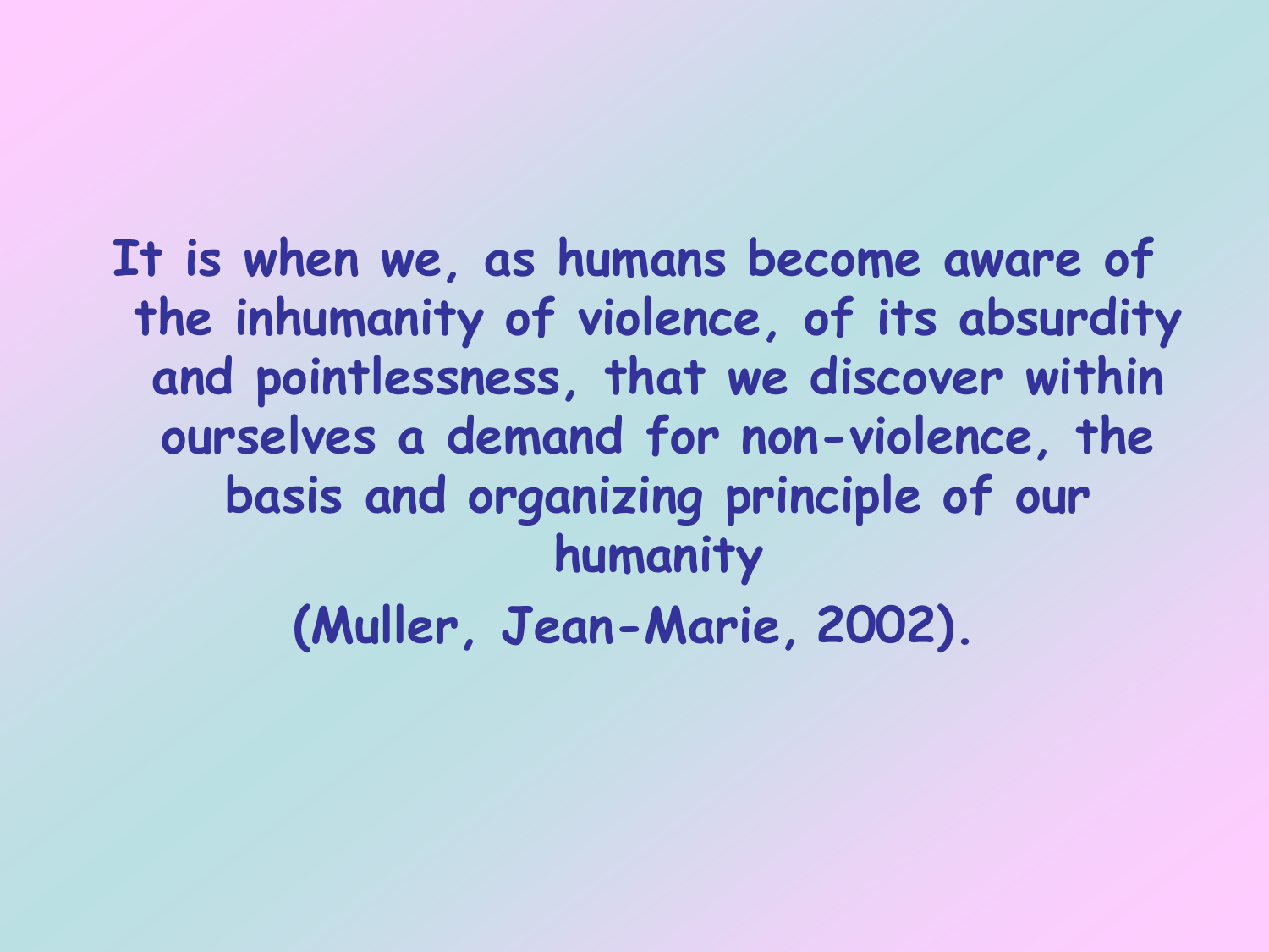**It is when we, as humans become aware of the inhumanity of violence, of its absurdity and pointlessness, that we discover within ourselves a demand for non-violence, the basis and organizing principle of our humanity**

**(Muller, Jean-Marie, 2002).**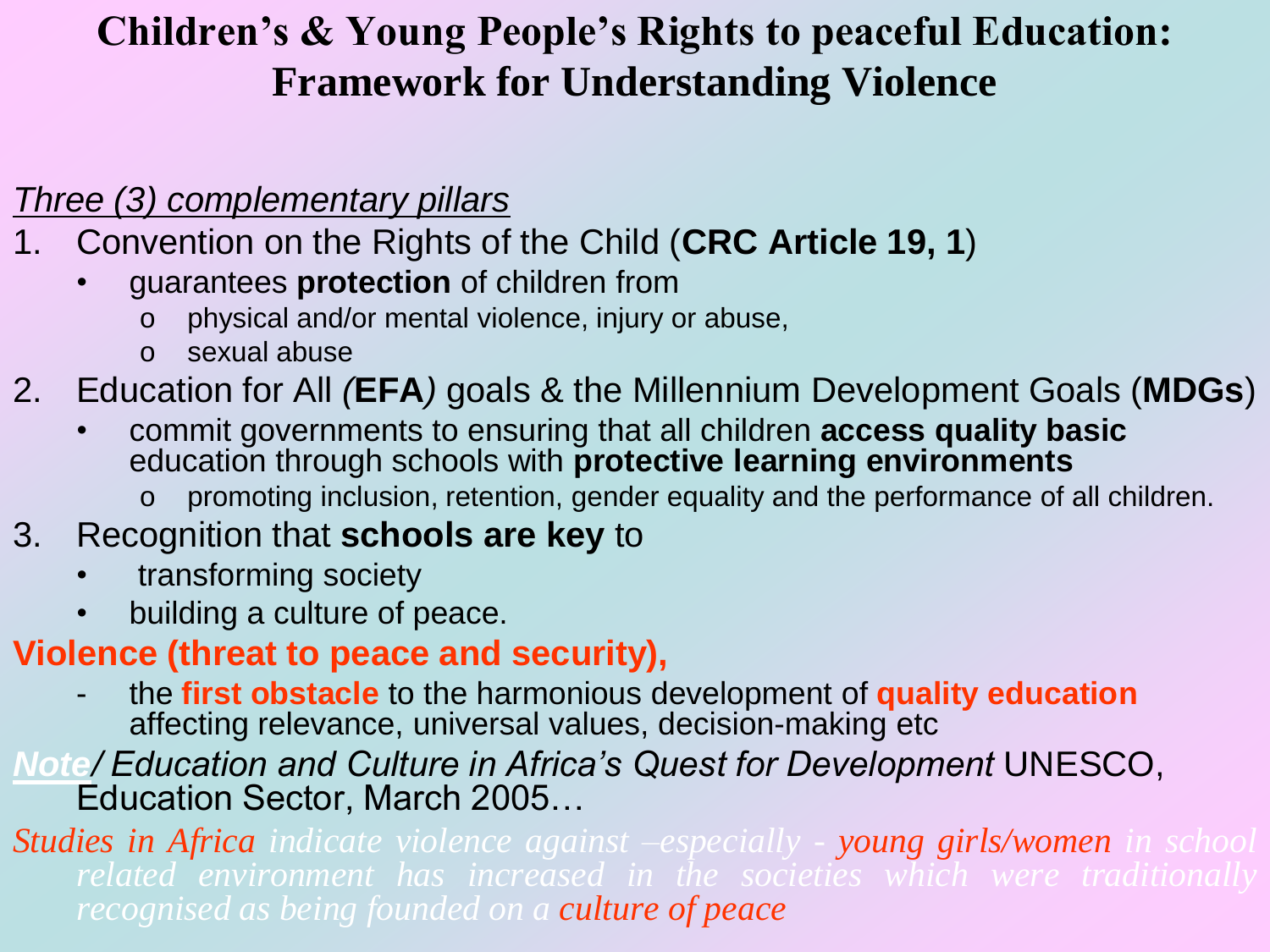# Children's & Young People's Rights to peaceful Education: Framework for Understanding Violence

*Three (3) complementary pillars*

1. Convention on the Rights of the Child (**CRC Article 19, 1**)
   - guarantees **protection** of children from
     - physical and/or mental violence, injury or abuse,
     - sexual abuse
2. Education for All *(***EFA***)* goals & the Millennium Development Goals (**MDGs**)
   - commit governments to ensuring that all children **access quality basic** education through schools with **protective learning environments**
     - promoting inclusion, retention, gender equality and the performance of all children.
3. Recognition that **schools are key** to
   - transforming society
   - building a culture of peace.

**Violence (threat to peace and security),**

- the **first obstacle** to the harmonious development of **quality education** affecting relevance, universal values, decision-making etc

***Note****/ Education and Culture in Africa's Quest for Development* UNESCO, Education Sector, March 2005…

*Studies in Africa indicate violence against –especially - young girls/women in school related environment has increased in the societies which were traditionally recognised as being founded on a culture of peace*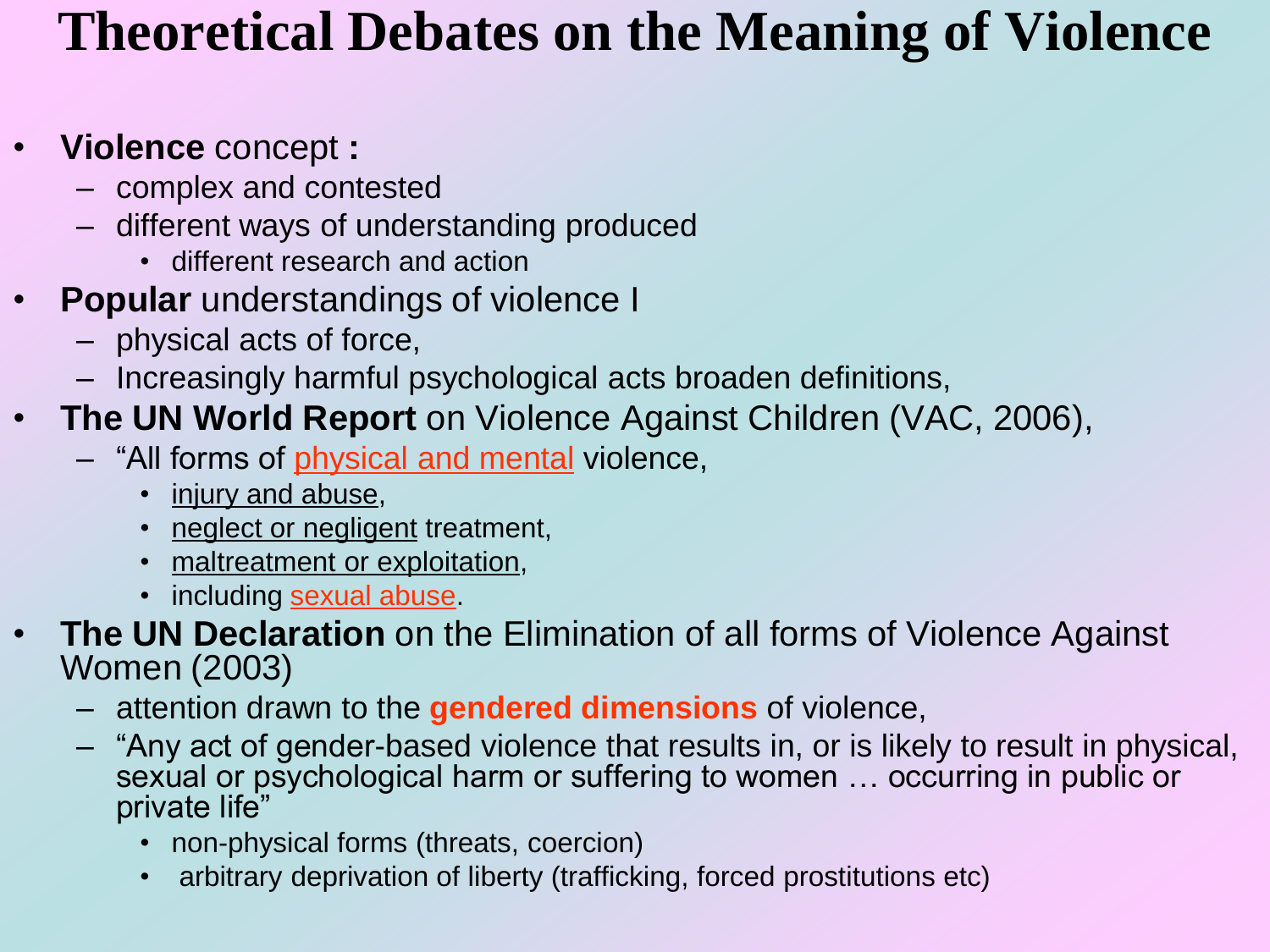# Theoretical Debates on the Meaning of Violence

- **Violence** concept **:**
  - complex and contested
  - different ways of understanding produced
    - different research and action
- **Popular** understandings of violence I
  - physical acts of force,
  - Increasingly harmful psychological acts broaden definitions,
- **The UN World Report** on Violence Against Children (VAC, 2006),
  - "All forms of physical and mental violence,
    - injury and abuse,
    - neglect or negligent treatment,
    - maltreatment or exploitation,
    - including sexual abuse.
- **The UN Declaration** on the Elimination of all forms of Violence Against Women (2003)
  - attention drawn to the **gendered dimensions** of violence,
  - "Any act of gender-based violence that results in, or is likely to result in physical, sexual or psychological harm or suffering to women … occurring in public or private life"
    - non-physical forms (threats, coercion)
    - arbitrary deprivation of liberty (trafficking, forced prostitutions etc)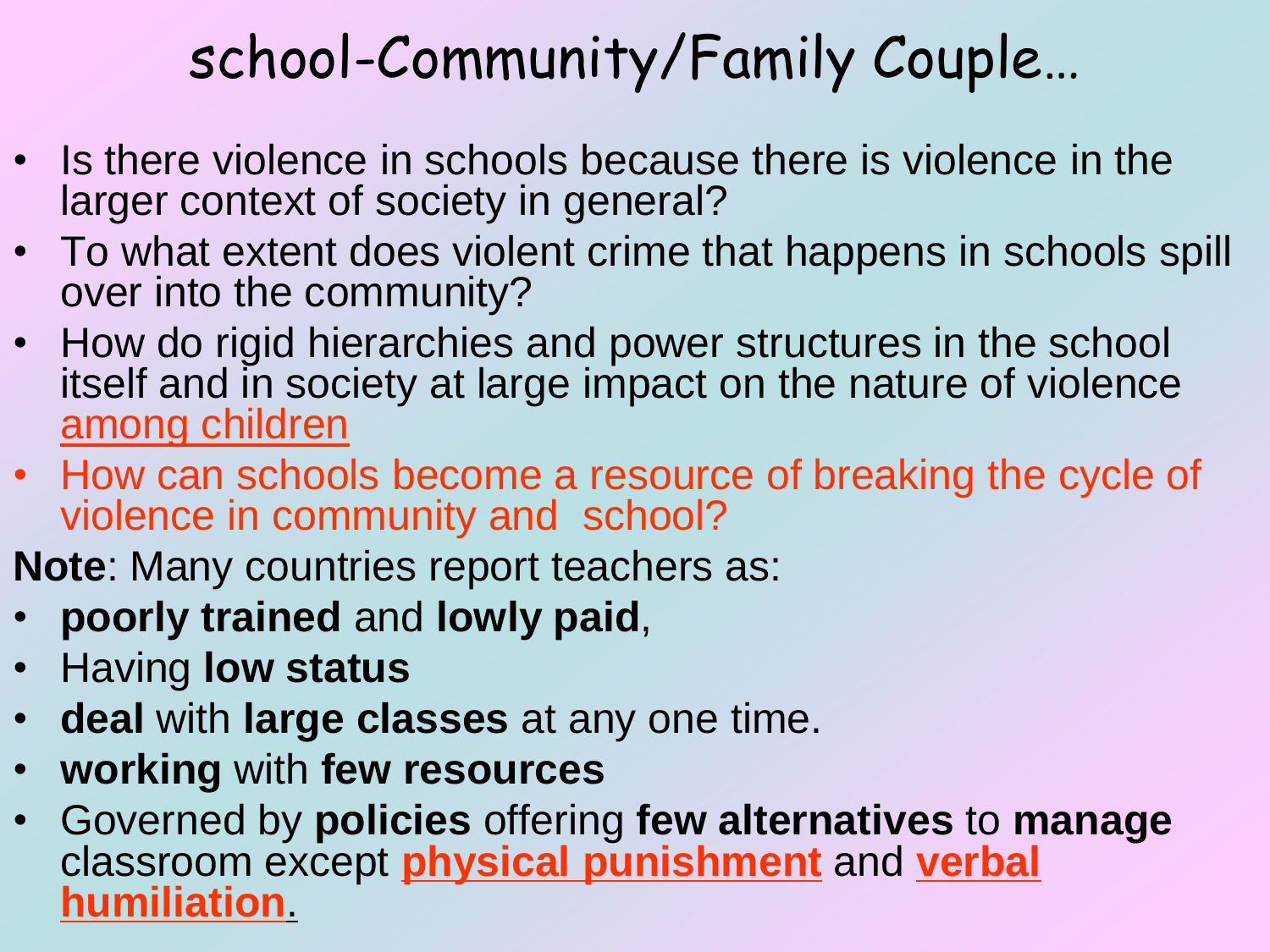# school-Community/Family Couple…

- Is there violence in schools because there is violence in the larger context of society in general?
- To what extent does violent crime that happens in schools spill over into the community?
- How do rigid hierarchies and power structures in the school itself and in society at large impact on the nature of violence among children
- How can schools become a resource of breaking the cycle of violence in community and school?

**Note**: Many countries report teachers as:

- **poorly trained** and **lowly paid**,
- Having **low status**
- **deal** with **large classes** at any one time.
- **working** with **few resources**
- Governed by **policies** offering **few alternatives** to **manage** classroom except **physical punishment** and **verbal humiliation**.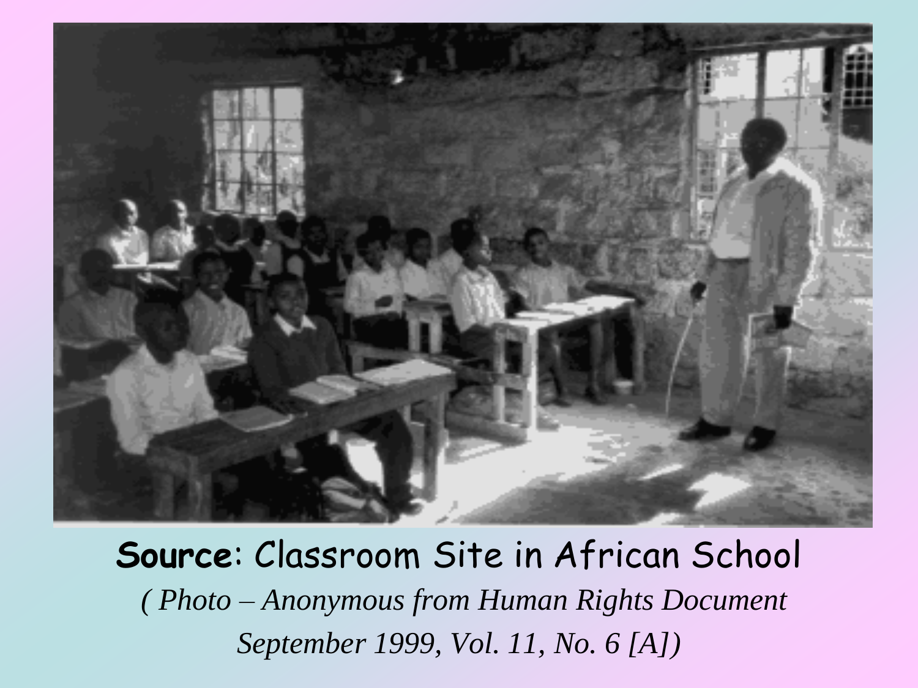**Source**: Classroom Site in African School

*( Photo – Anonymous from Human Rights Document September 1999, Vol. 11, No. 6 [A])*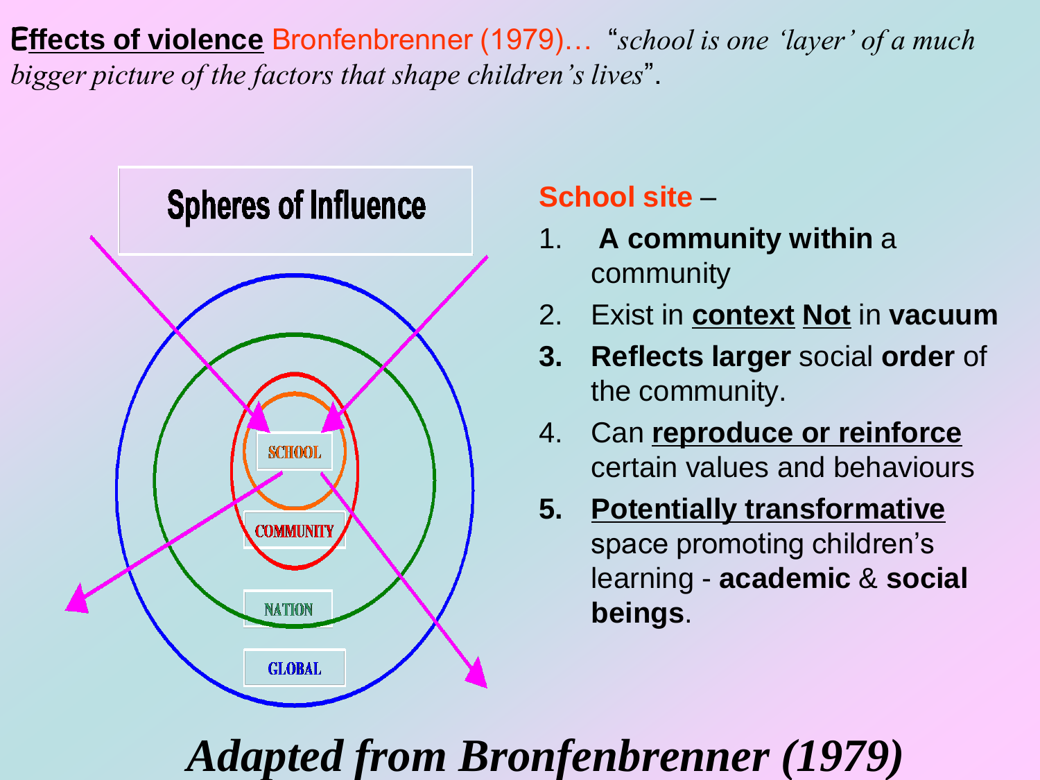**<u>Effects of violence</u>** Bronfenbrenner (1979)… *"school is one 'layer' of a much bigger picture of the factors that shape children's lives*".

**Spheres of Influence**

SCHOOL

COMMUNITY

NATION

GLOBAL

**School site** –

1. **A community within** a community
2. Exist in **<u>context</u>** **<u>Not</u>** in **vacuum**
3. **Reflects larger** social **order** of the community.
4. Can **<u>reproduce or reinforce</u>** certain values and behaviours
5. **<u>Potentially transformative</u>** space promoting children's learning - **academic** & **social beings**.

***Adapted from Bronfenbrenner (1979)***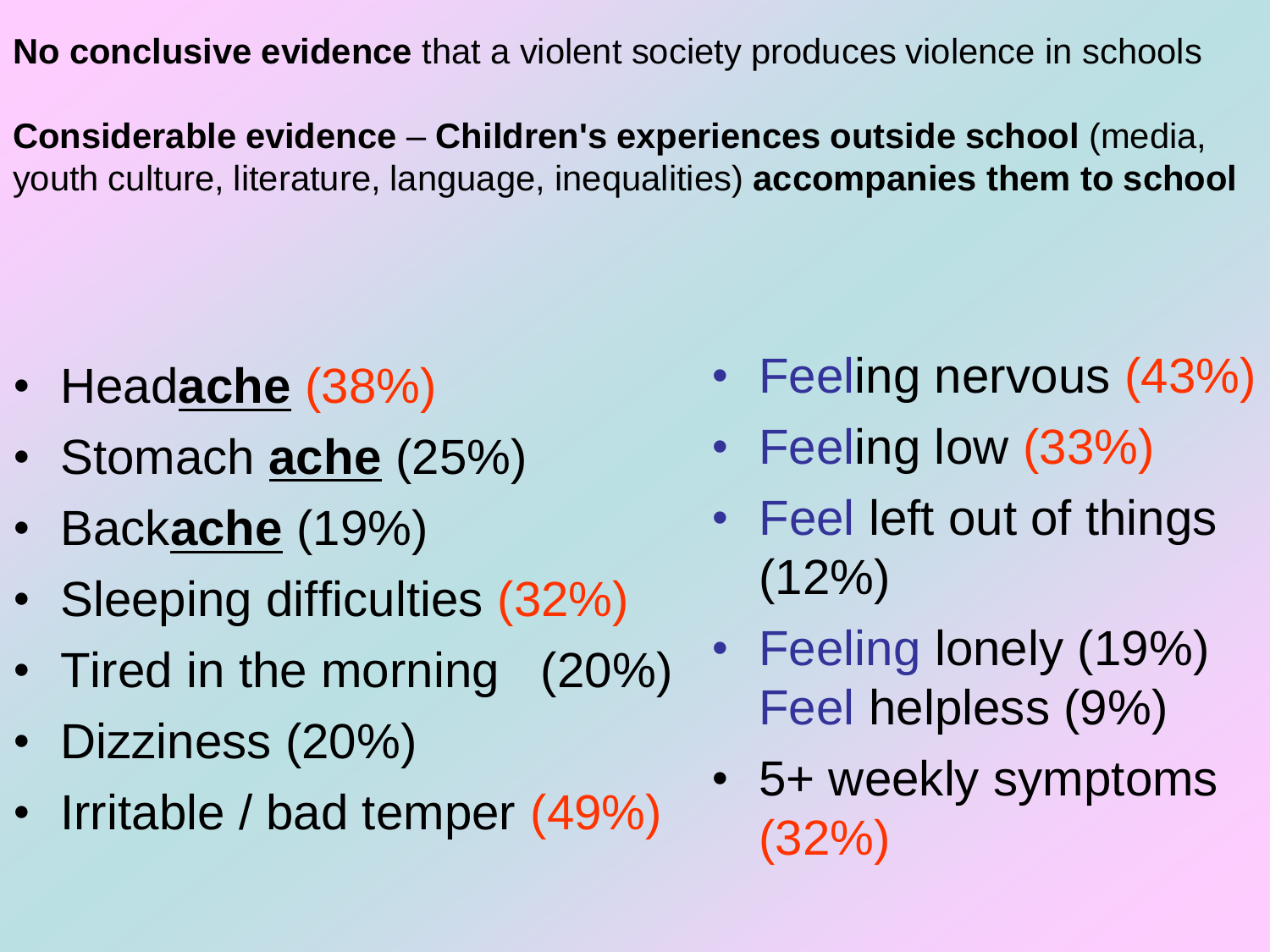**No conclusive evidence** that a violent society produces violence in schools

**Considerable evidence** – **Children's experiences outside school** (media, youth culture, literature, language, inequalities) **accompanies them to school**

- Head**ache** (38%)
- Stomach **ache** (25%)
- Back**ache** (19%)
- Sleeping difficulties (32%)
- Tired in the morning (20%)
- Dizziness (20%)
- Irritable / bad temper (49%)
- Feeling nervous (43%)
- Feeling low (33%)
- Feel left out of things (12%)
- Feeling lonely (19%) Feel helpless (9%)
- 5+ weekly symptoms (32%)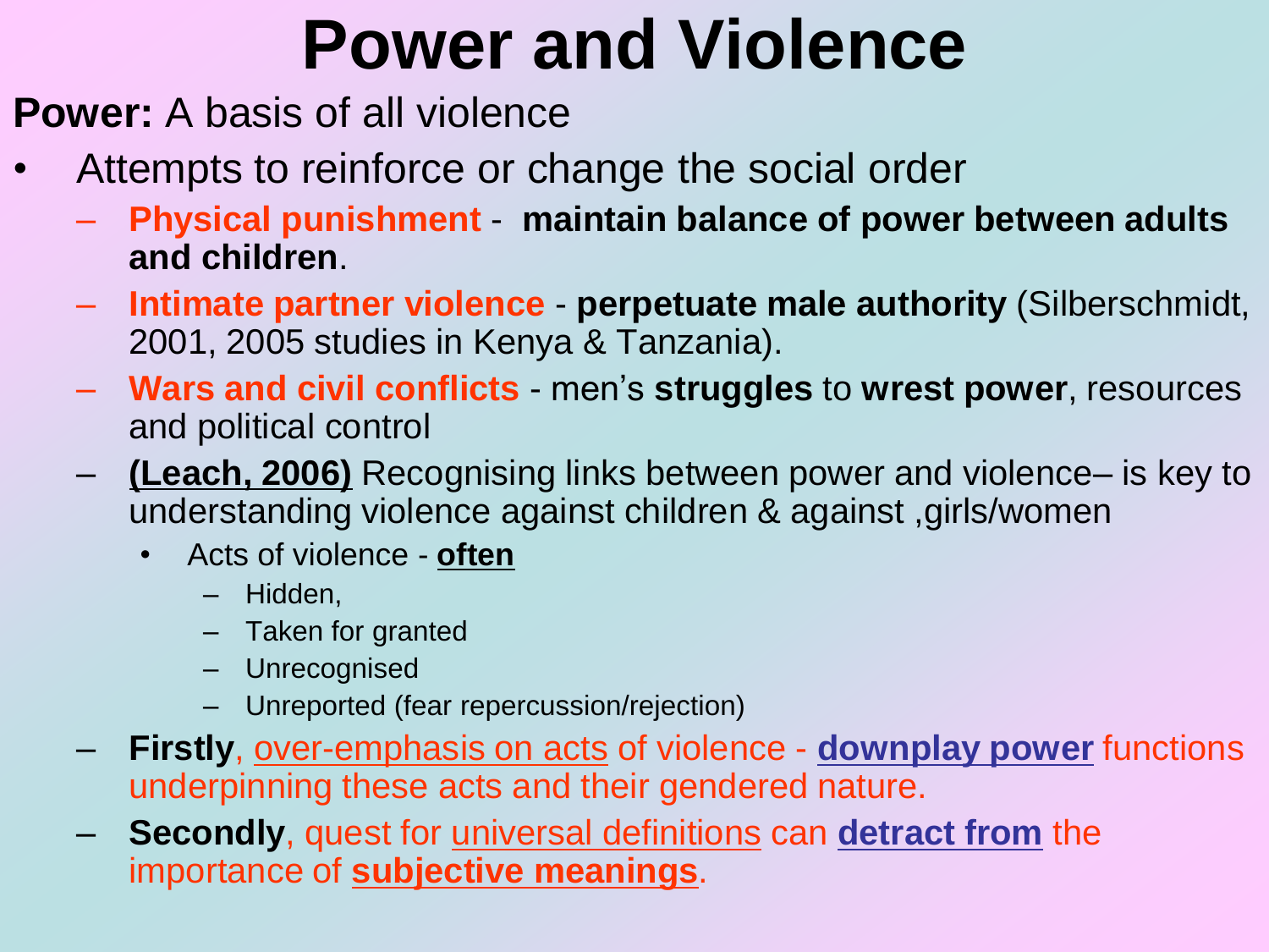# Power and Violence

**Power:** A basis of all violence

- Attempts to reinforce or change the social order
  - **Physical punishment** - **maintain balance of power between adults and children**.
  - **Intimate partner violence** - **perpetuate male authority** (Silberschmidt, 2001, 2005 studies in Kenya & Tanzania).
  - **Wars and civil conflicts** - men's **struggles** to **wrest power**, resources and political control
  - **(Leach, 2006)** Recognising links between power and violence– is key to understanding violence against children & against ,girls/women
    - Acts of violence - **often**
      - Hidden,
      - Taken for granted
      - Unrecognised
      - Unreported (fear repercussion/rejection)
  - **Firstly**, over-emphasis on acts of violence - **downplay power** functions underpinning these acts and their gendered nature.
  - **Secondly**, quest for universal definitions can **detract from** the importance of **subjective meanings**.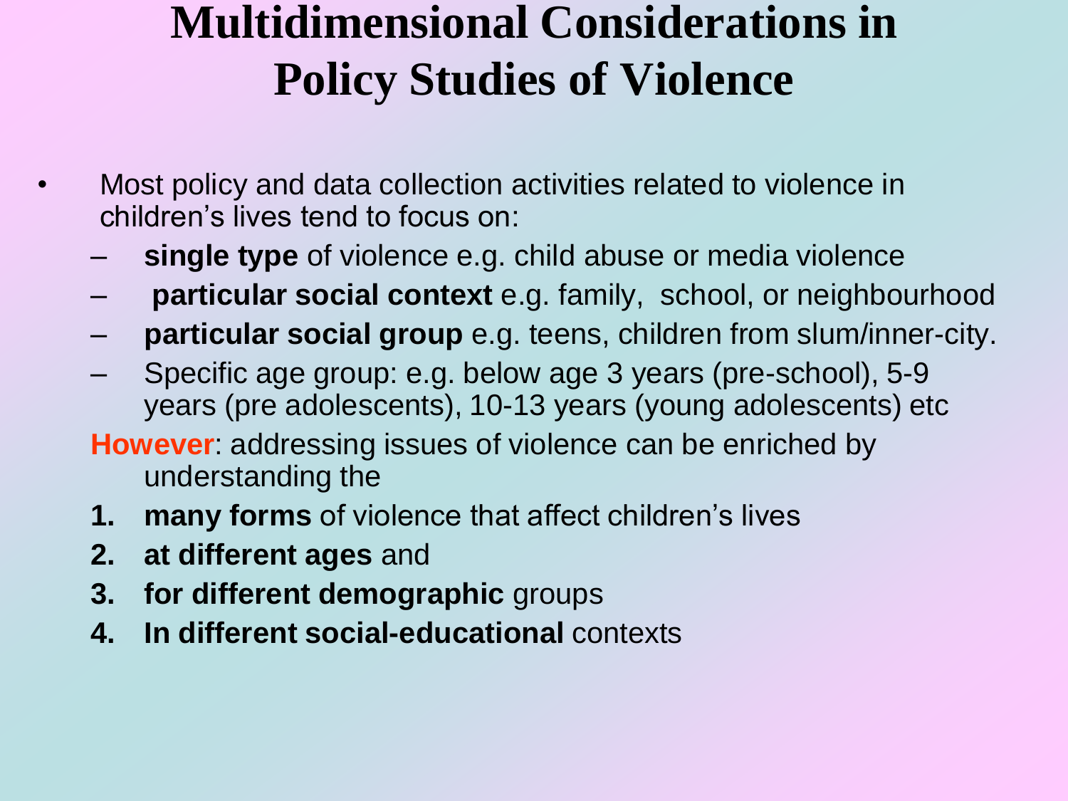# Multidimensional Considerations in Policy Studies of Violence

- Most policy and data collection activities related to violence in children's lives tend to focus on:
  - **single type** of violence e.g. child abuse or media violence
  - **particular social context** e.g. family, school, or neighbourhood
  - **particular social group** e.g. teens, children from slum/inner-city.
  - Specific age group: e.g. below age 3 years (pre-school), 5-9 years (pre adolescents), 10-13 years (young adolescents) etc

**However**: addressing issues of violence can be enriched by understanding the

1. **many forms** of violence that affect children's lives
2. **at different ages** and
3. **for different demographic** groups
4. **In different social-educational** contexts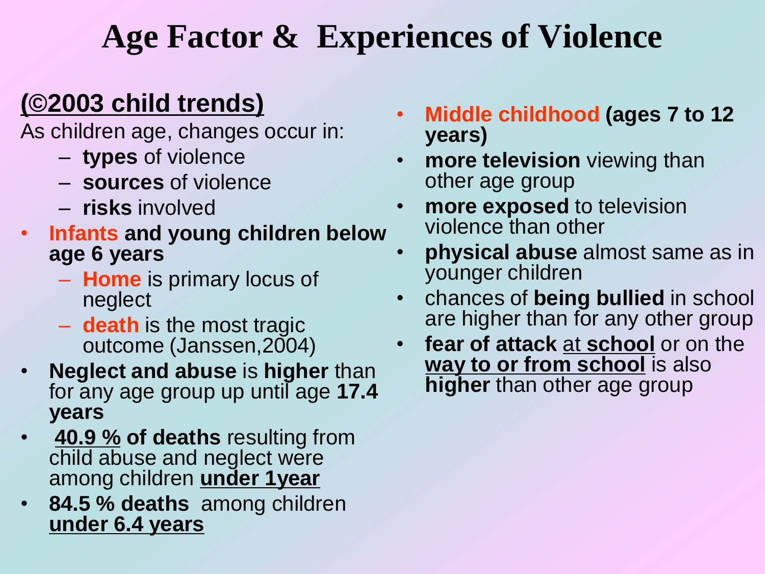# Age Factor & Experiences of Violence

## (©2003 child trends)

As children age, changes occur in:

- **types** of violence
- **sources** of violence
- **risks** involved

- **Infants and young children below age 6 years**
  - **Home** is primary locus of neglect
  - **death** is the most tragic outcome (Janssen,2004)
- **Neglect and abuse** is **higher** than for any age group up until age **17.4 years**
- **40.9 % of deaths** resulting from child abuse and neglect were among children **under 1year**
- **84.5 % deaths** among children **under 6.4 years**

- **Middle childhood (ages 7 to 12 years)**
- **more television** viewing than other age group
- **more exposed** to television violence than other
- **physical abuse** almost same as in younger children
- chances of **being bullied** in school are higher than for any other group
- **fear of attack** at **school** or on the **way to or from school** is also **higher** than other age group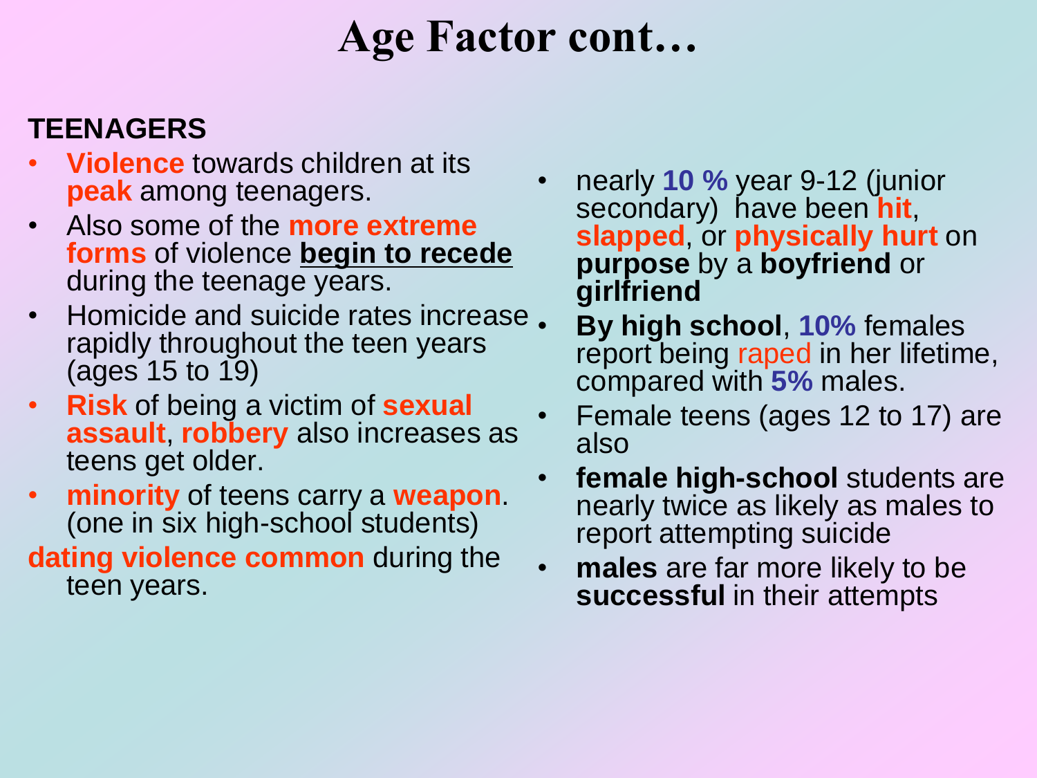# Age Factor cont…

**TEENAGERS**

- **Violence** towards children at its **peak** among teenagers.
- Also some of the **more extreme forms** of violence **begin to recede** during the teenage years.
- Homicide and suicide rates increase rapidly throughout the teen years (ages 15 to 19)
- **Risk** of being a victim of **sexual assault**, **robbery** also increases as teens get older.
- **minority** of teens carry a **weapon**. (one in six high-school students)

**dating violence common** during the teen years.

- nearly **10 %** year 9-12 (junior secondary) have been **hit**, **slapped**, or **physically hurt** on **purpose** by a **boyfriend** or **girlfriend**
- **By high school**, **10%** females report being raped in her lifetime, compared with **5%** males.
- Female teens (ages 12 to 17) are also
- **female high-school** students are nearly twice as likely as males to report attempting suicide
- **males** are far more likely to be **successful** in their attempts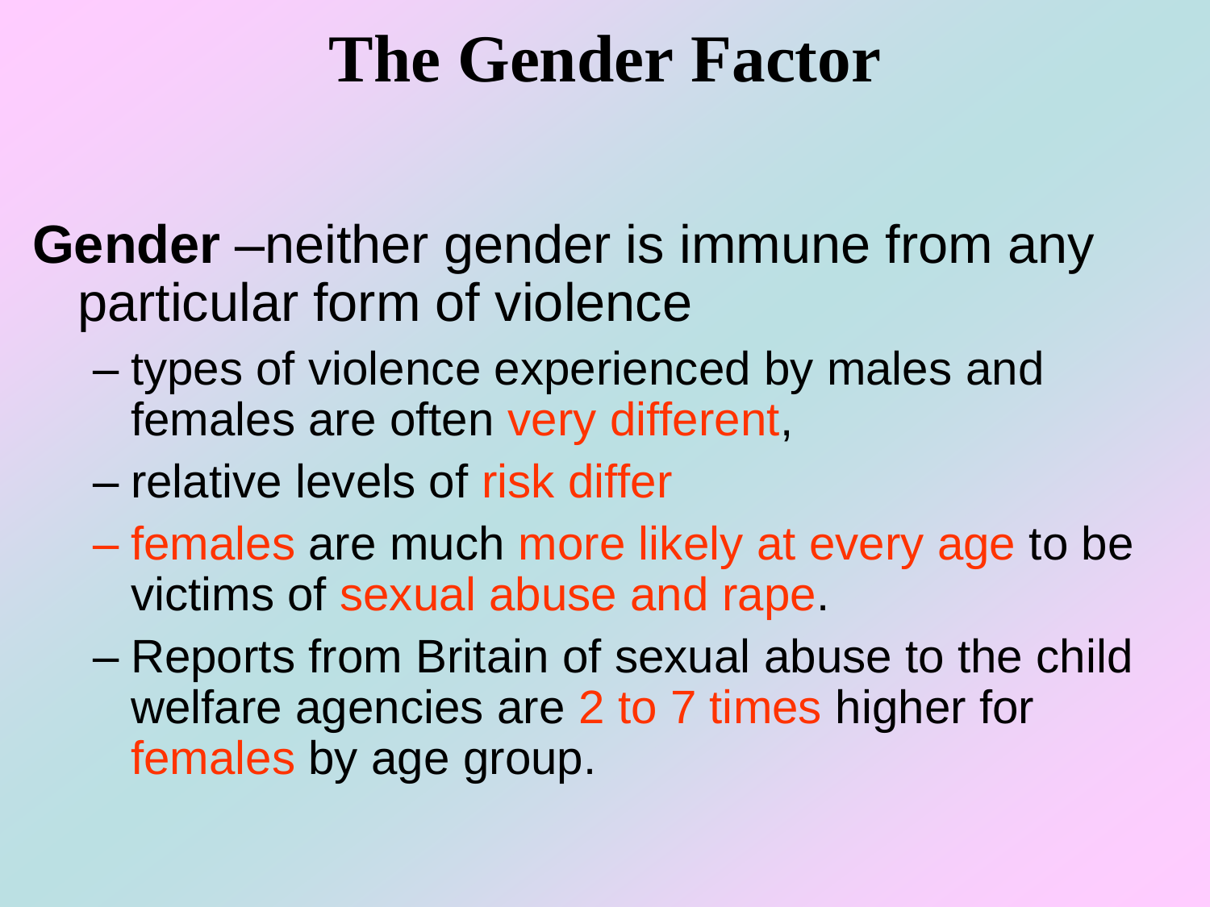# The Gender Factor

**Gender** –neither gender is immune from any particular form of violence

- types of violence experienced by males and females are often very different,
- relative levels of risk differ
- females are much more likely at every age to be victims of sexual abuse and rape.
- Reports from Britain of sexual abuse to the child welfare agencies are 2 to 7 times higher for females by age group.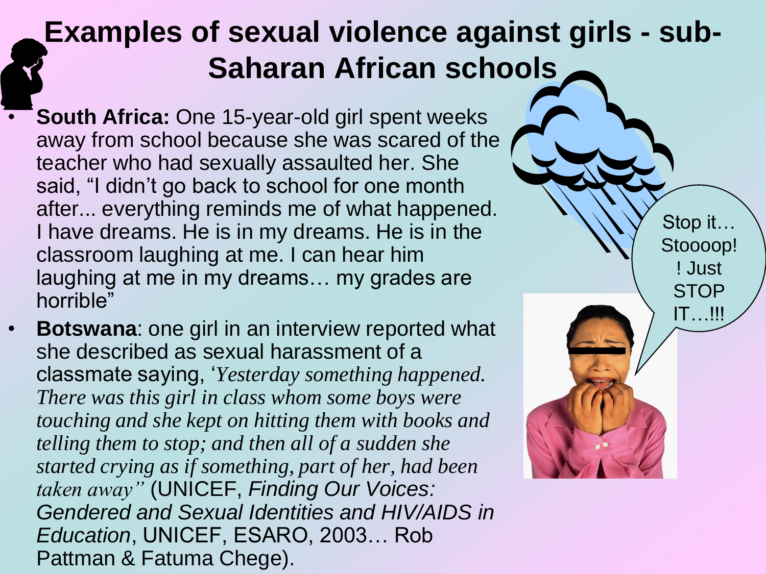# Examples of sexual violence against girls - sub-Saharan African schools

- **South Africa:** One 15-year-old girl spent weeks away from school because she was scared of the teacher who had sexually assaulted her. She said, "I didn't go back to school for one month after... everything reminds me of what happened. I have dreams. He is in my dreams. He is in the classroom laughing at me. I can hear him laughing at me in my dreams… my grades are horrible"
- **Botswana**: one girl in an interview reported what she described as sexual harassment of a classmate saying, '*Yesterday something happened. There was this girl in class whom some boys were touching and she kept on hitting them with books and telling them to stop; and then all of a sudden she started crying as if something, part of her, had been taken away"* (UNICEF, *Finding Our Voices: Gendered and Sexual Identities and HIV/AIDS in Education*, UNICEF, ESARO, 2003… Rob Pattman & Fatuma Chege).

Stop it… Stoooop!! Just STOP IT…!!!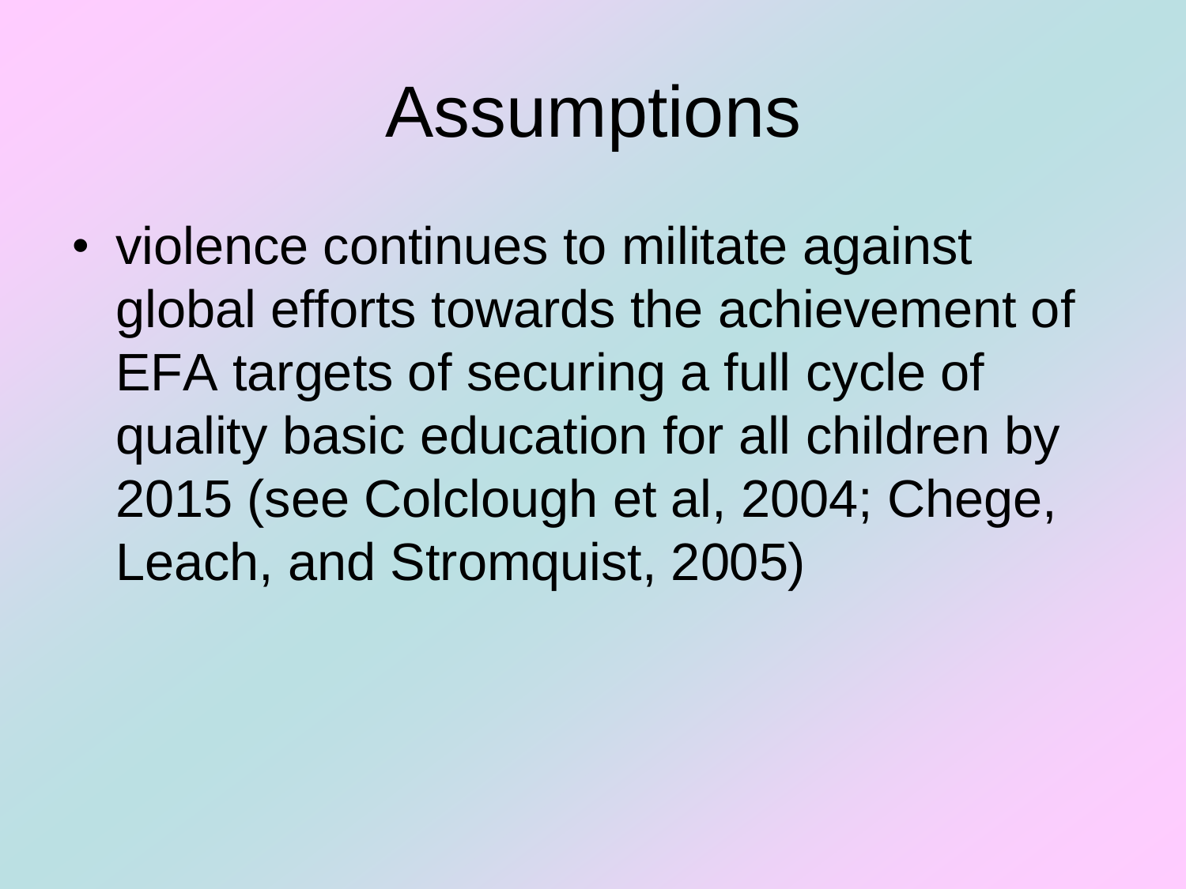# Assumptions

- violence continues to militate against global efforts towards the achievement of EFA targets of securing a full cycle of quality basic education for all children by 2015 (see Colclough et al, 2004; Chege, Leach, and Stromquist, 2005)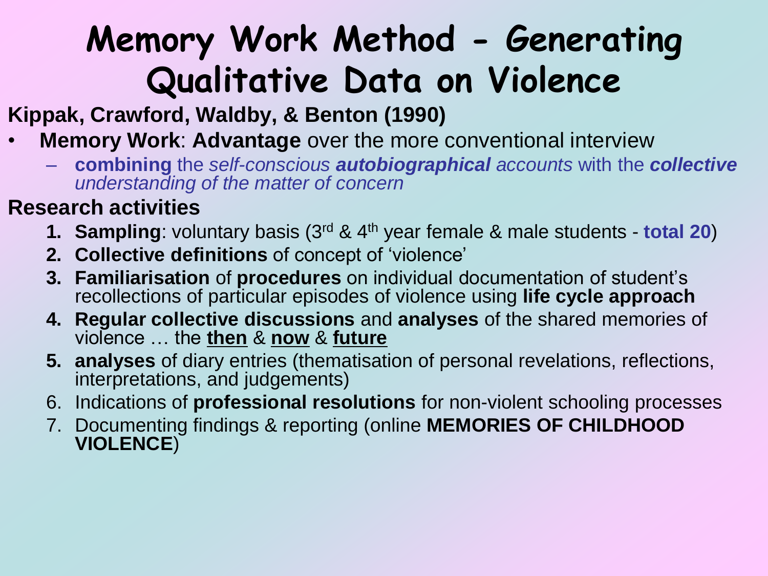# Memory Work Method - Generating Qualitative Data on Violence

**Kippak, Crawford, Waldby, & Benton (1990)**

- **Memory Work**: **Advantage** over the more conventional interview
  - **combining** the *self-conscious **autobiographical** accounts* with the ***collective** understanding of the matter of concern*

**Research activities**

1. **Sampling**: voluntary basis (3rd & 4th year female & male students - **total 20**)
2. **Collective definitions** of concept of 'violence'
3. **Familiarisation** of **procedures** on individual documentation of student's recollections of particular episodes of violence using **life cycle approach**
4. **Regular collective discussions** and **analyses** of the shared memories of violence … the **then** & **now** & **future**
5. **analyses** of diary entries (thematisation of personal revelations, reflections, interpretations, and judgements)
6. Indications of **professional resolutions** for non-violent schooling processes
7. Documenting findings & reporting (online **MEMORIES OF CHILDHOOD VIOLENCE**)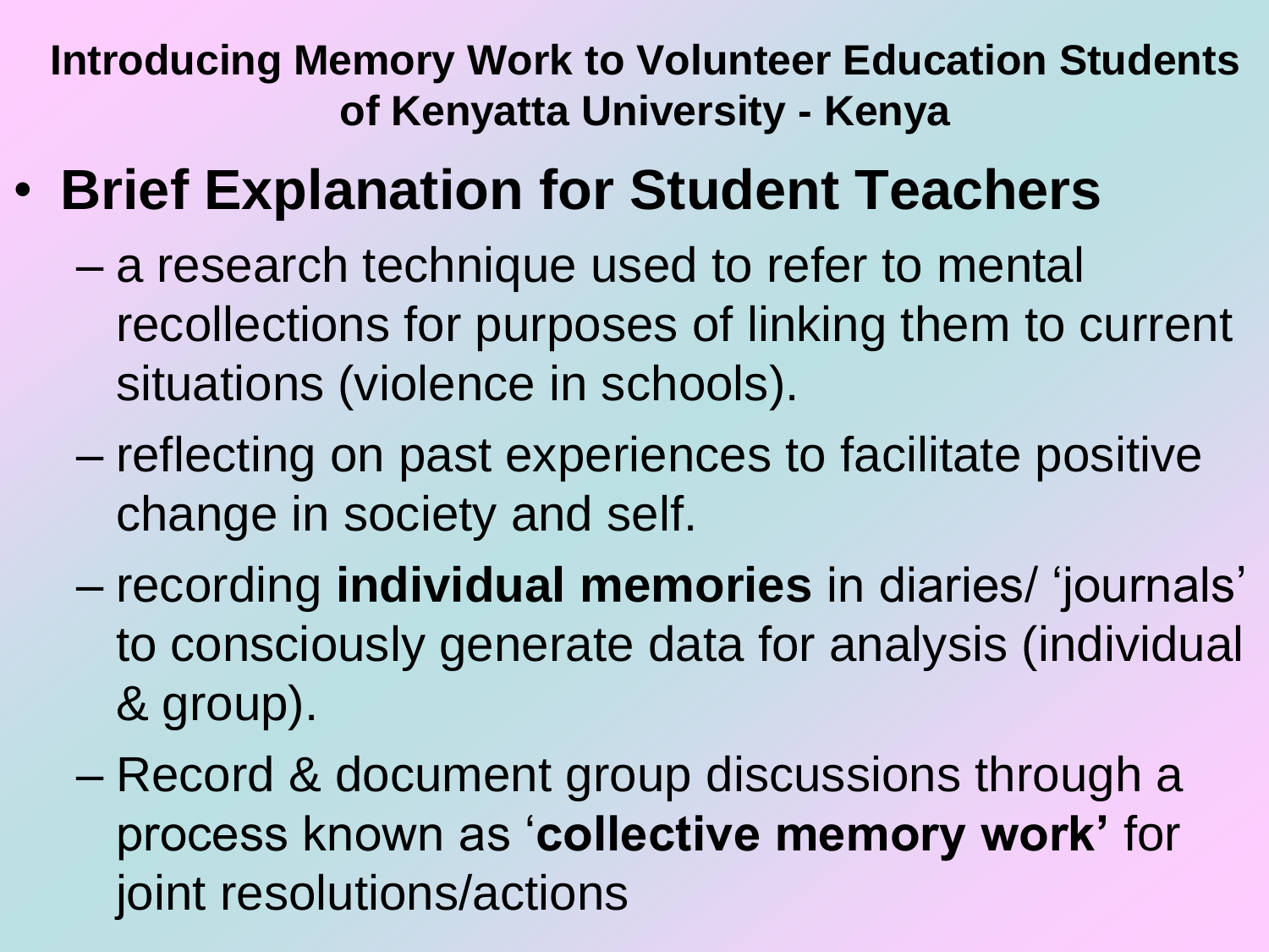**Introducing Memory Work to Volunteer Education Students of Kenyatta University - Kenya**

- **Brief Explanation for Student Teachers**
  - a research technique used to refer to mental recollections for purposes of linking them to current situations (violence in schools).
  - reflecting on past experiences to facilitate positive change in society and self.
  - recording **individual memories** in diaries/ ‘journals’ to consciously generate data for analysis (individual & group).
  - Record & document group discussions through a process known as ‘**collective memory work’** for joint resolutions/actions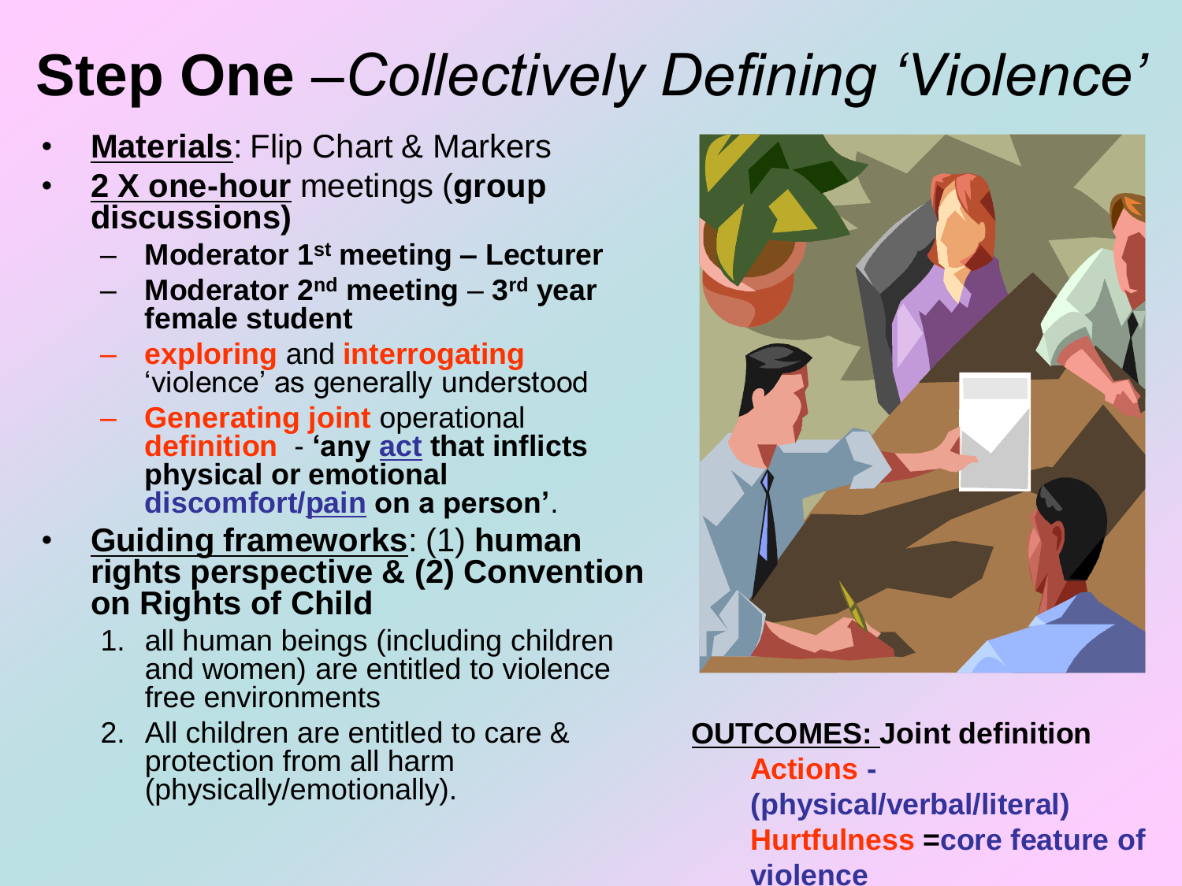# **Step One** –*Collectively Defining 'Violence'*

- **Materials**: Flip Chart & Markers
- **2 X one-hour** meetings (**group discussions)**
  - **Moderator 1st meeting – Lecturer**
  - **Moderator 2nd meeting** – **3rd year female student**
  - **exploring** and **interrogating** 'violence' as generally understood
  - **Generating joint** operational **definition** - **'any act that inflicts physical or emotional discomfort/pain on a person'**.
- **Guiding frameworks**: (1) **human rights perspective & (2) Convention on Rights of Child**
  1. all human beings (including children and women) are entitled to violence free environments
  2. All children are entitled to care & protection from all harm (physically/emotionally).

**OUTCOMES: Joint definition**

**Actions - (physical/verbal/literal)**

**Hurtfulness =core feature of violence**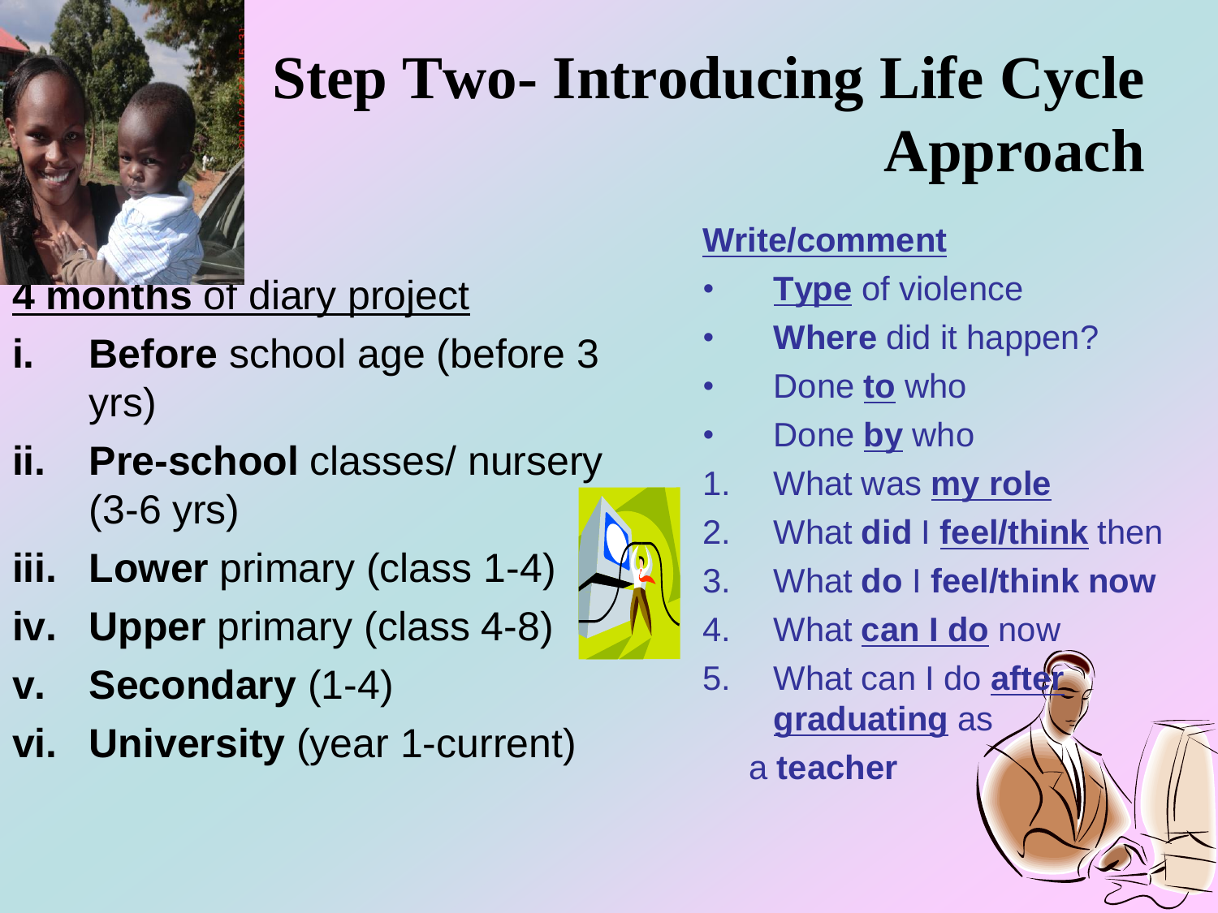# Step Two- Introducing Life Cycle Approach

**4 months** of diary project

i. **Before** school age (before 3 yrs)
ii. **Pre-school** classes/ nursery (3-6 yrs)
iii. **Lower** primary (class 1-4)
iv. **Upper** primary (class 4-8)
v. **Secondary** (1-4)
vi. **University** (year 1-current)

**Write/comment**

- **Type** of violence
- **Where** did it happen?
- Done **to** who
- Done **by** who

1. What was **my role**
2. What **did** I **feel/think** then
3. What **do** I **feel/think now**
4. What **can I do** now
5. What can I do **after graduating** as a **teacher**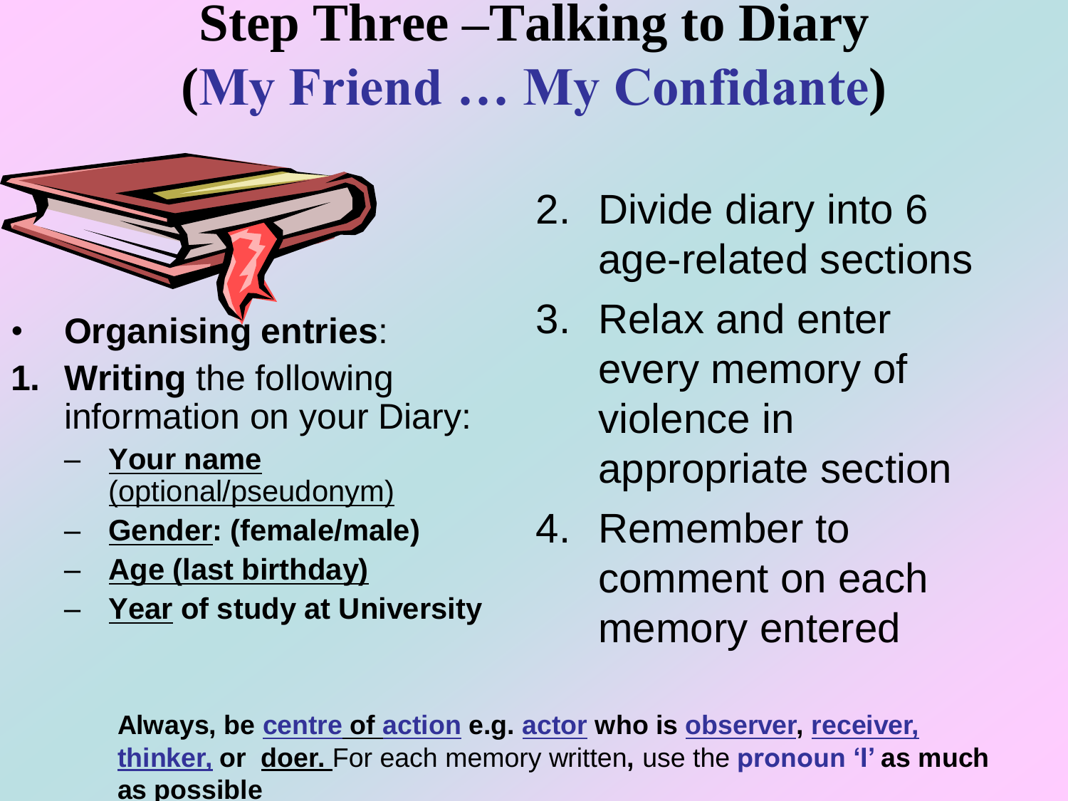# Step Three –Talking to Diary (My Friend … My Confidante)

- **Organising entries**:

1. **Writing** the following information on your Diary:
   - Your name (optional/pseudonym)
   - **Gender: (female/male)**
   - **Age (last birthday)**
   - **Year of study at University**
2. Divide diary into 6 age-related sections
3. Relax and enter every memory of violence in appropriate section
4. Remember to comment on each memory entered

**Always, be centre of action e.g. actor who is observer, receiver, thinker, or doer.** For each memory written, use the **pronoun 'I' as much as possible**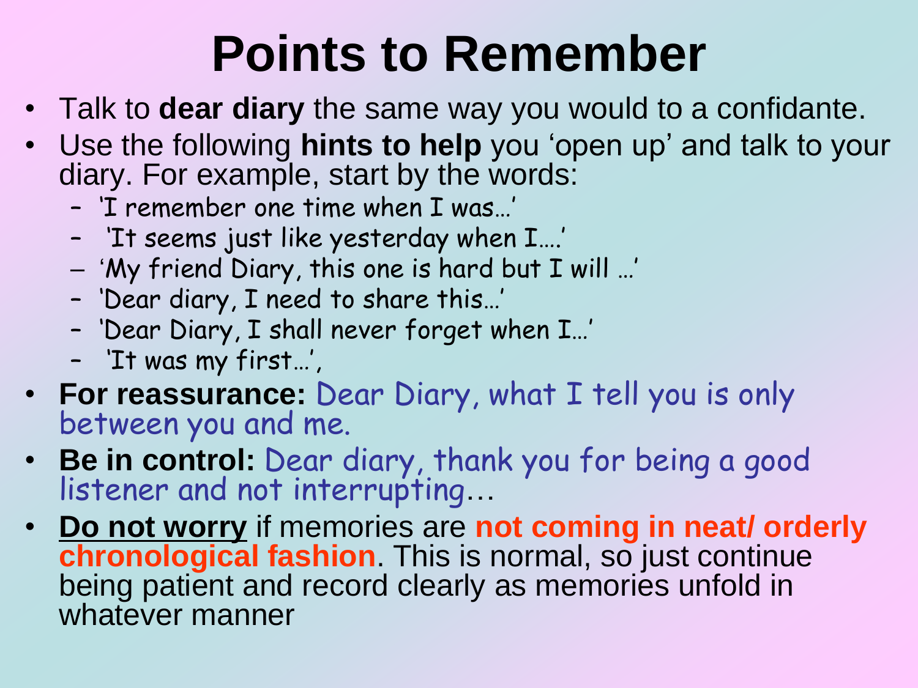# Points to Remember

- Talk to **dear diary** the same way you would to a confidante.
- Use the following **hints to help** you 'open up' and talk to your diary. For example, start by the words:
  - 'I remember one time when I was…'
  - 'It seems just like yesterday when I….'
  - 'My friend Diary, this one is hard but I will …'
  - 'Dear diary, I need to share this…'
  - 'Dear Diary, I shall never forget when I…'
  - 'It was my first…',
- **For reassurance:** Dear Diary, what I tell you is only between you and me.
- **Be in control:** Dear diary, thank you for being a good listener and not interrupting…
- **Do not worry** if memories are **not coming in neat/ orderly chronological fashion**. This is normal, so just continue being patient and record clearly as memories unfold in whatever manner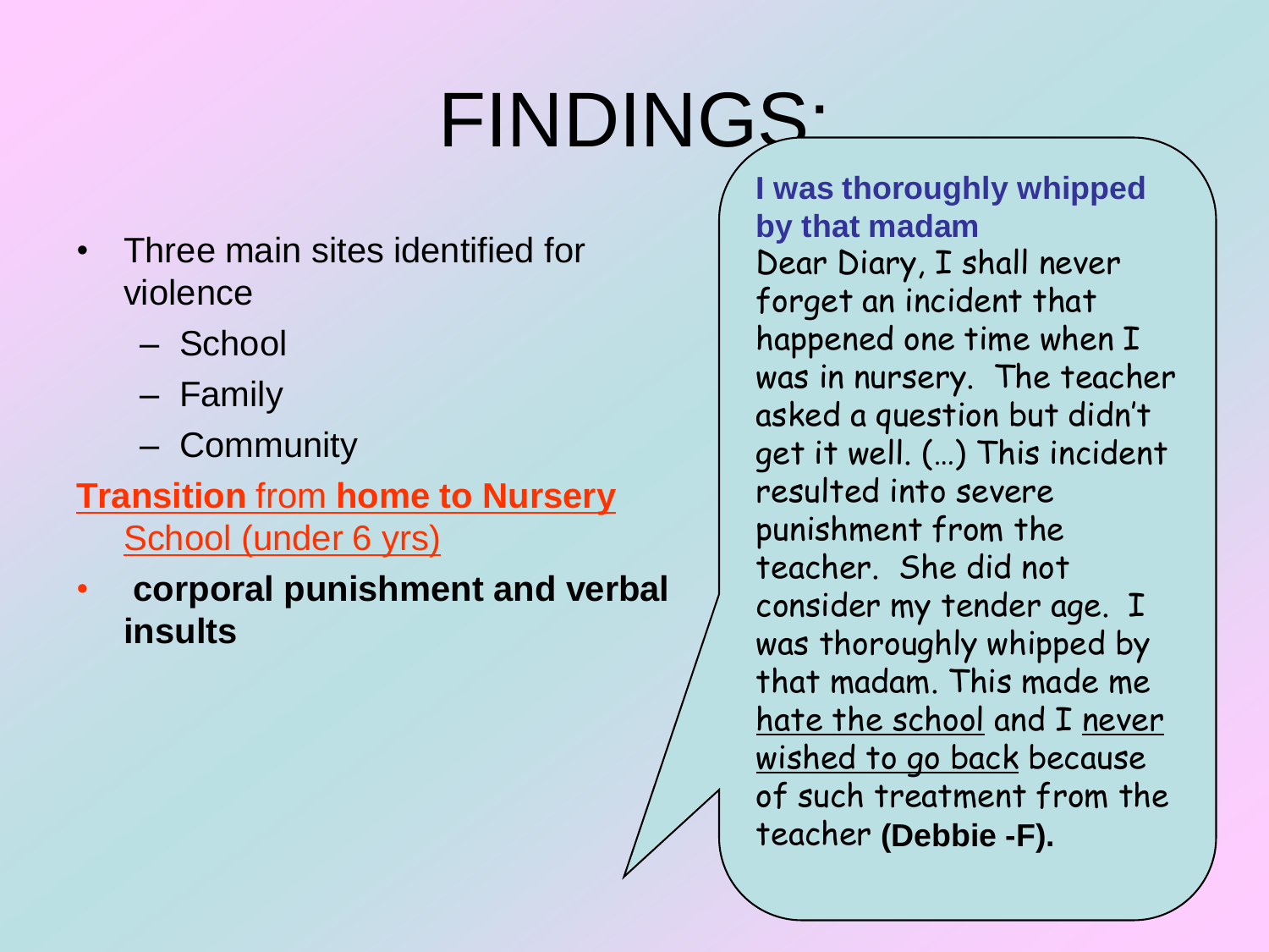# FINDINGS:

- Three main sites identified for violence
  - School
  - Family
  - Community

**Transition** from **home to Nursery** School (under 6 yrs)

- **corporal punishment and verbal insults**

**I was thoroughly whipped by that madam**

Dear Diary, I shall never forget an incident that happened one time when I was in nursery. The teacher asked a question but didn't get it well. (…) This incident resulted into severe punishment from the teacher. She did not consider my tender age. I was thoroughly whipped by that madam. This made me hate the school and I never wished to go back because of such treatment from the teacher **(Debbie -F).**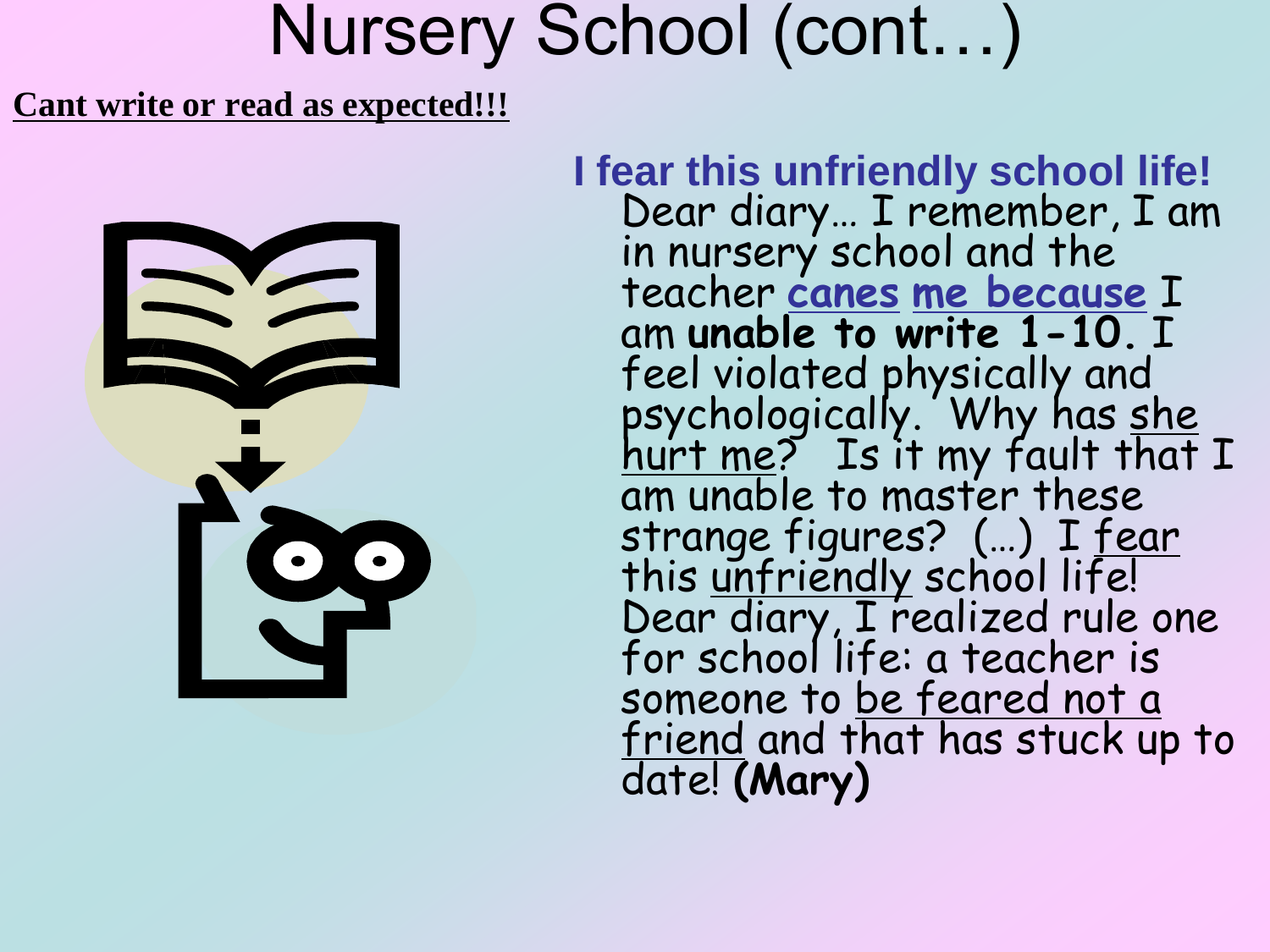# Nursery School (cont…)

**Cant write or read as expected!!!**

**I fear this unfriendly school life!**

Dear diary… I remember, I am in nursery school and the teacher canes me because I am **unable to write 1-10.** I feel violated physically and psychologically. Why has she hurt me? Is it my fault that I am unable to master these strange figures? (…) I fear this unfriendly school life! Dear diary, I realized rule one for school life: a teacher is someone to be feared not a friend and that has stuck up to date! **(Mary)**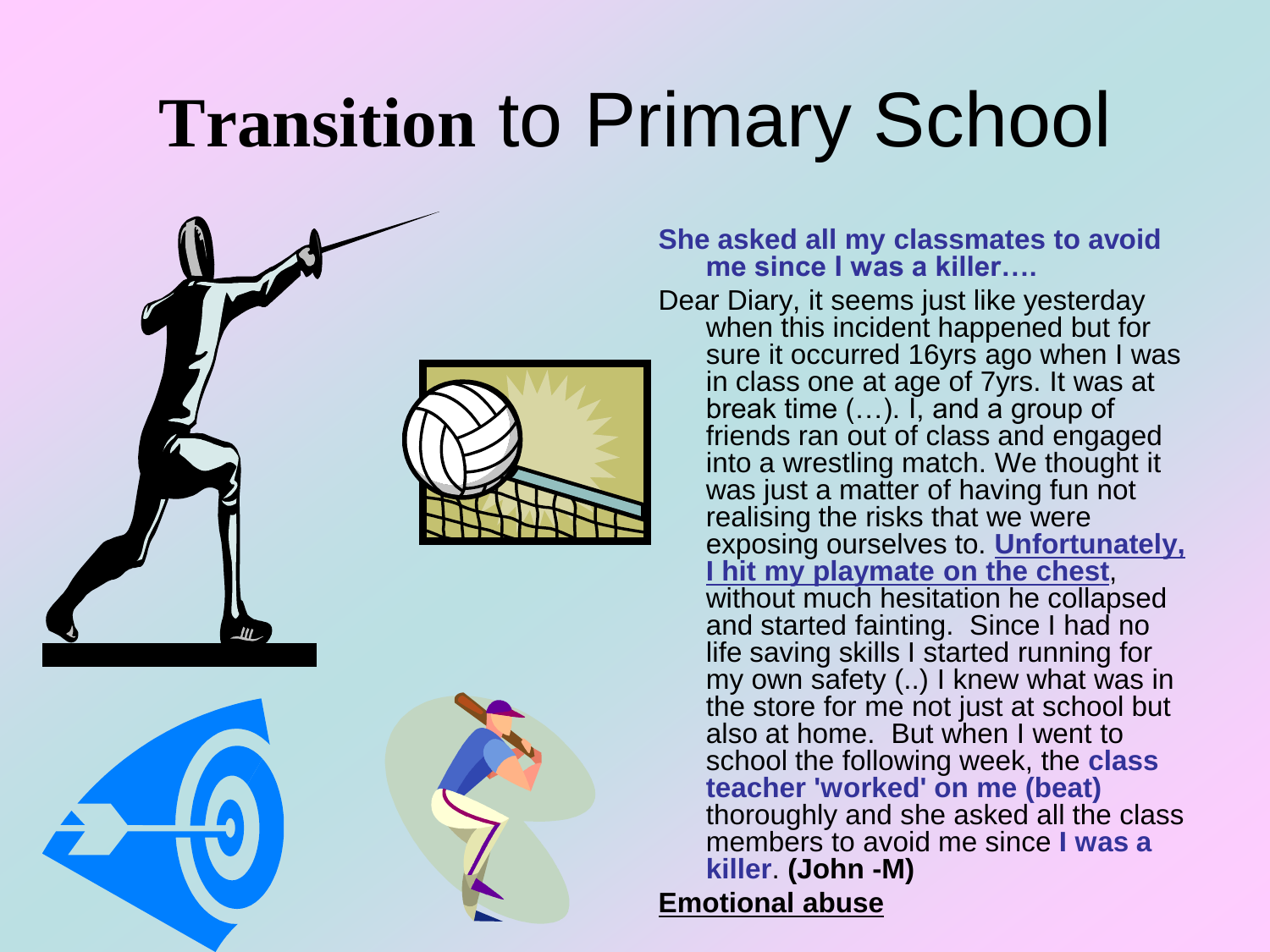# **Transition** to Primary School

**She asked all my classmates to avoid me since I was a killer….**

Dear Diary, it seems just like yesterday when this incident happened but for sure it occurred 16yrs ago when I was in class one at age of 7yrs. It was at break time (…). I, and a group of friends ran out of class and engaged into a wrestling match. We thought it was just a matter of having fun not realising the risks that we were exposing ourselves to. **Unfortunately, I hit my playmate on the chest**, without much hesitation he collapsed and started fainting. Since I had no life saving skills I started running for my own safety (..) I knew what was in the store for me not just at school but also at home. But when I went to school the following week, the **class teacher 'worked' on me (beat)** thoroughly and she asked all the class members to avoid me since **I was a killer**. **(John -M)**

**Emotional abuse**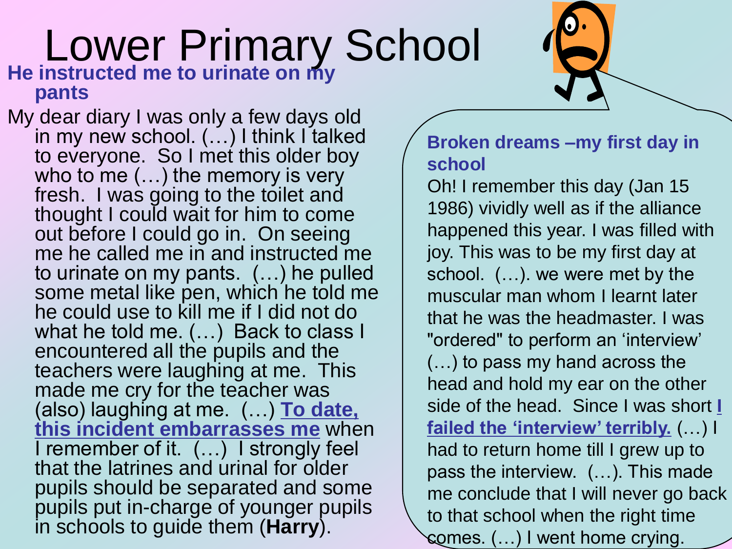# Lower Primary School

**He instructed me to urinate on my pants**

My dear diary I was only a few days old in my new school. (…) I think I talked to everyone. So I met this older boy who to me (…) the memory is very fresh. I was going to the toilet and thought I could wait for him to come out before I could go in. On seeing me he called me in and instructed me to urinate on my pants. (…) he pulled some metal like pen, which he told me he could use to kill me if I did not do what he told me. (…) Back to class I encountered all the pupils and the teachers were laughing at me. This made me cry for the teacher was (also) laughing at me. (…) **To date, this incident embarrasses me** when I remember of it. (…) I strongly feel that the latrines and urinal for older pupils should be separated and some pupils put in-charge of younger pupils in schools to guide them (**Harry**).

**Broken dreams –my first day in school**

Oh! I remember this day (Jan 15 1986) vividly well as if the alliance happened this year. I was filled with joy. This was to be my first day at school. (…). we were met by the muscular man whom I learnt later that he was the headmaster. I was "ordered" to perform an 'interview' (…) to pass my hand across the head and hold my ear on the other side of the head. Since I was short **I failed the 'interview' terribly.** (…) I had to return home till I grew up to pass the interview. (…). This made me conclude that I will never go back to that school when the right time comes. (…) I went home crying.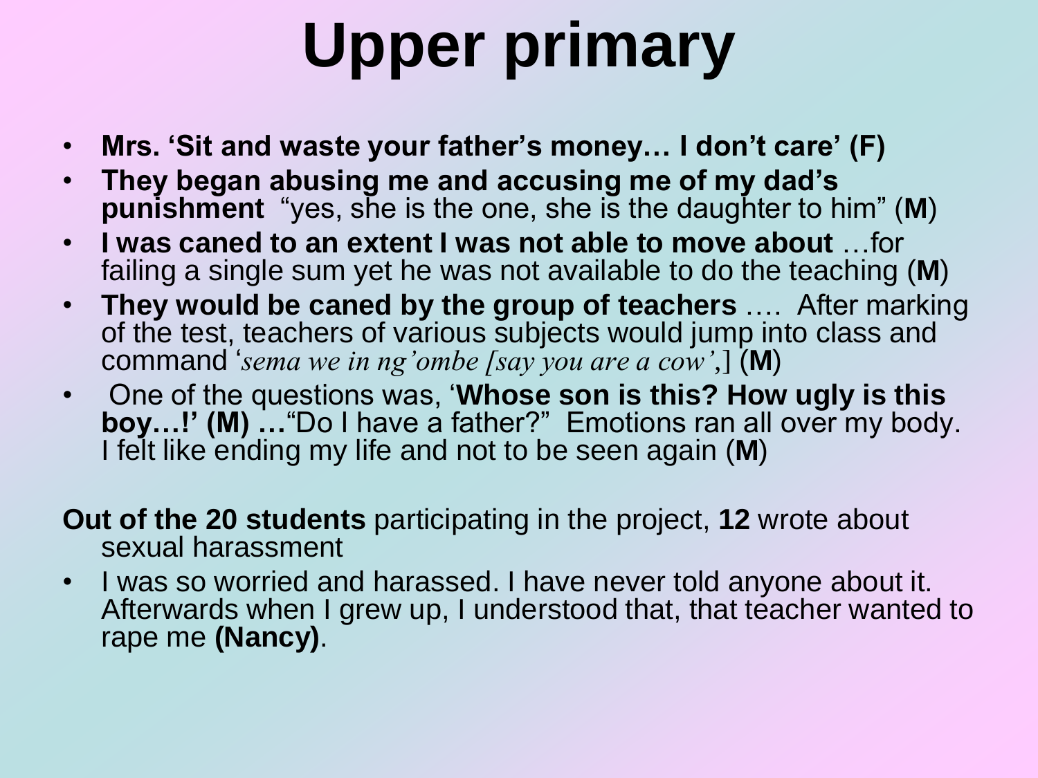# Upper primary

- **Mrs. 'Sit and waste your father's money… I don't care' (F)**
- **They began abusing me and accusing me of my dad's punishment** "yes, she is the one, she is the daughter to him" (**M**)
- **I was caned to an extent I was not able to move about** …for failing a single sum yet he was not available to do the teaching (**M**)
- **They would be caned by the group of teachers** …. After marking of the test, teachers of various subjects would jump into class and command '*sema we in ng'ombe [say you are a cow'*,] (**M**)
- One of the questions was, '**Whose son is this? How ugly is this boy…!' (M) …**"Do I have a father?" Emotions ran all over my body. I felt like ending my life and not to be seen again (**M**)

**Out of the 20 students** participating in the project, **12** wrote about sexual harassment

- I was so worried and harassed. I have never told anyone about it. Afterwards when I grew up, I understood that, that teacher wanted to rape me **(Nancy)**.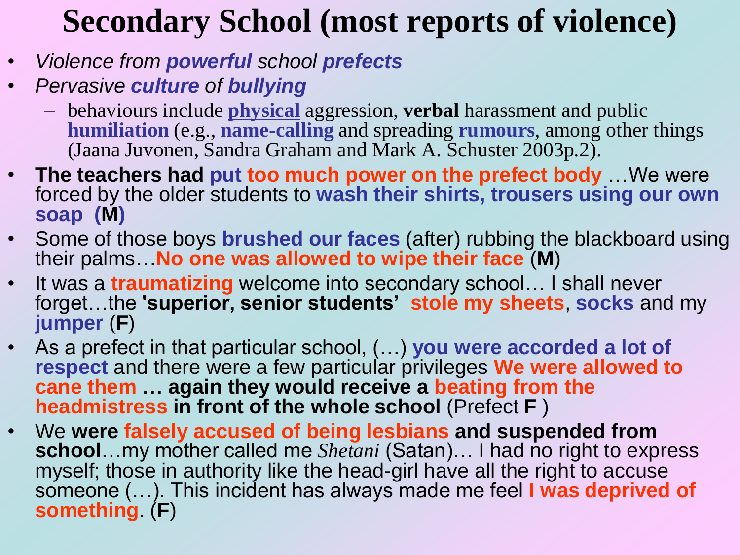# Secondary School (most reports of violence)

- *Violence from **powerful** school **prefects***
- *Pervasive **culture** of **bullying***
  - behaviours include **physical** aggression, **verbal** harassment and public **humiliation** (e.g., **name-calling** and spreading **rumours**, among other things (Jaana Juvonen, Sandra Graham and Mark A. Schuster 2003p.2).
- **The teachers had put too much power on the prefect body** …We were forced by the older students to **wash their shirts, trousers using our own soap (M)**
- Some of those boys **brushed our faces** (after) rubbing the blackboard using their palms…**No one was allowed to wipe their face** (**M**)
- It was a **traumatizing** welcome into secondary school… I shall never forget…the **'superior, senior students' stole my sheets**, **socks** and my **jumper** (**F**)
- As a prefect in that particular school, (…) **you were accorded a lot of respect** and there were a few particular privileges **We were allowed to cane them … again they would receive a beating from the headmistress in front of the whole school** (Prefect **F** )
- We **were falsely accused of being lesbians and suspended from school**…my mother called me *Shetani* (Satan)… I had no right to express myself; those in authority like the head-girl have all the right to accuse someone (…). This incident has always made me feel **I was deprived of something**. (**F**)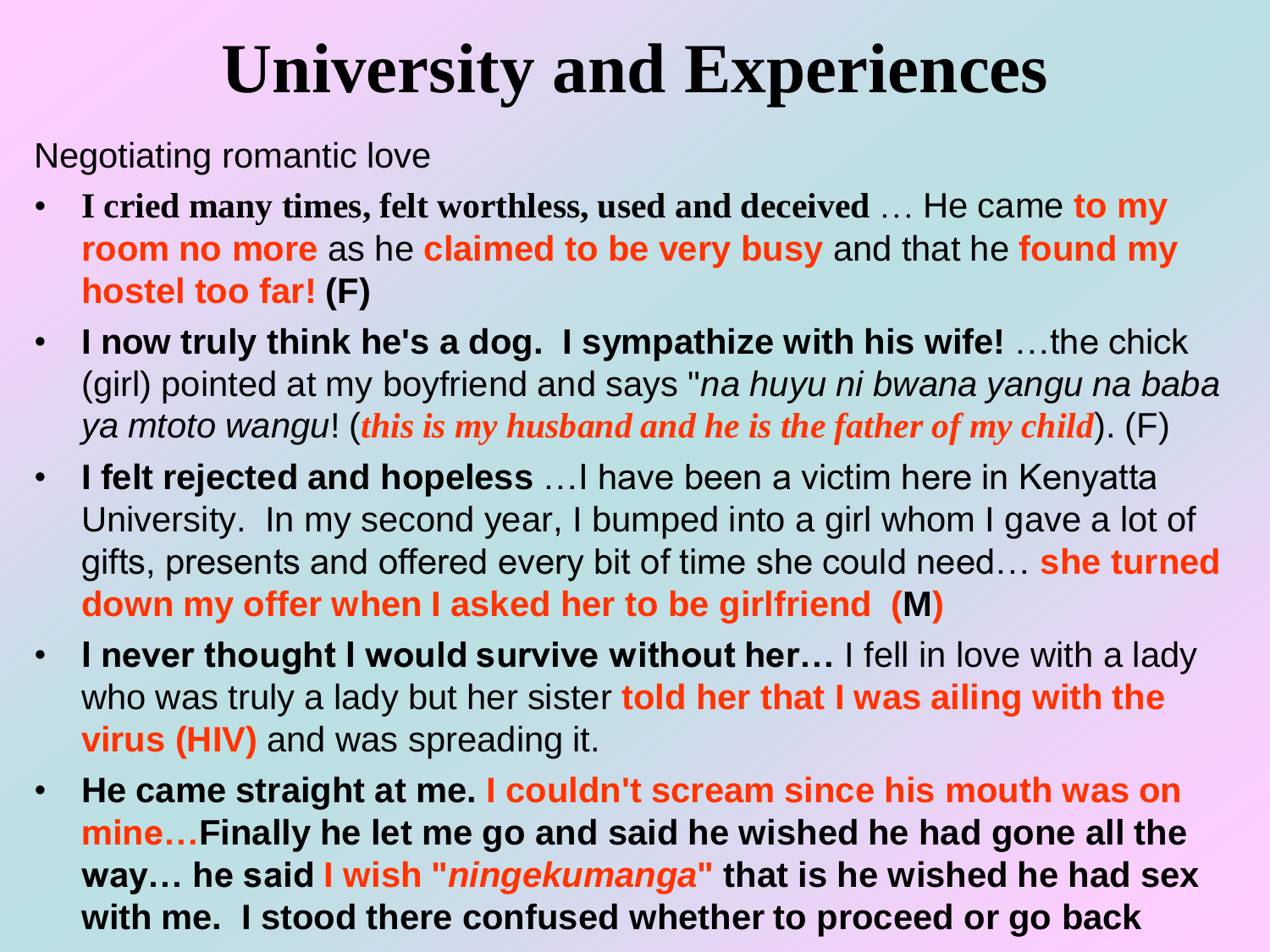# University and Experiences

Negotiating romantic love

- **I cried many times, felt worthless, used and deceived** … He came **to my room no more** as he **claimed to be very busy** and that he **found my hostel too far!** **(F)**
- **I now truly think he's a dog. I sympathize with his wife!** …the chick (girl) pointed at my boyfriend and says "*na huyu ni bwana yangu na baba ya mtoto wangu*! (***this is my husband and he is the father of my child***). (F)
- **I felt rejected and hopeless** …I have been a victim here in Kenyatta University. In my second year, I bumped into a girl whom I gave a lot of gifts, presents and offered every bit of time she could need… **she turned down my offer when I asked her to be girlfriend (M)**
- **I never thought I would survive without her…** I fell in love with a lady who was truly a lady but her sister **told her that I was ailing with the virus (HIV)** and was spreading it.
- **He came straight at me. I couldn't scream since his mouth was on mine…Finally he let me go and said he wished he had gone all the way… he said I wish "*ningekumanga*" that is he wished he had sex with me. I stood there confused whether to proceed or go back**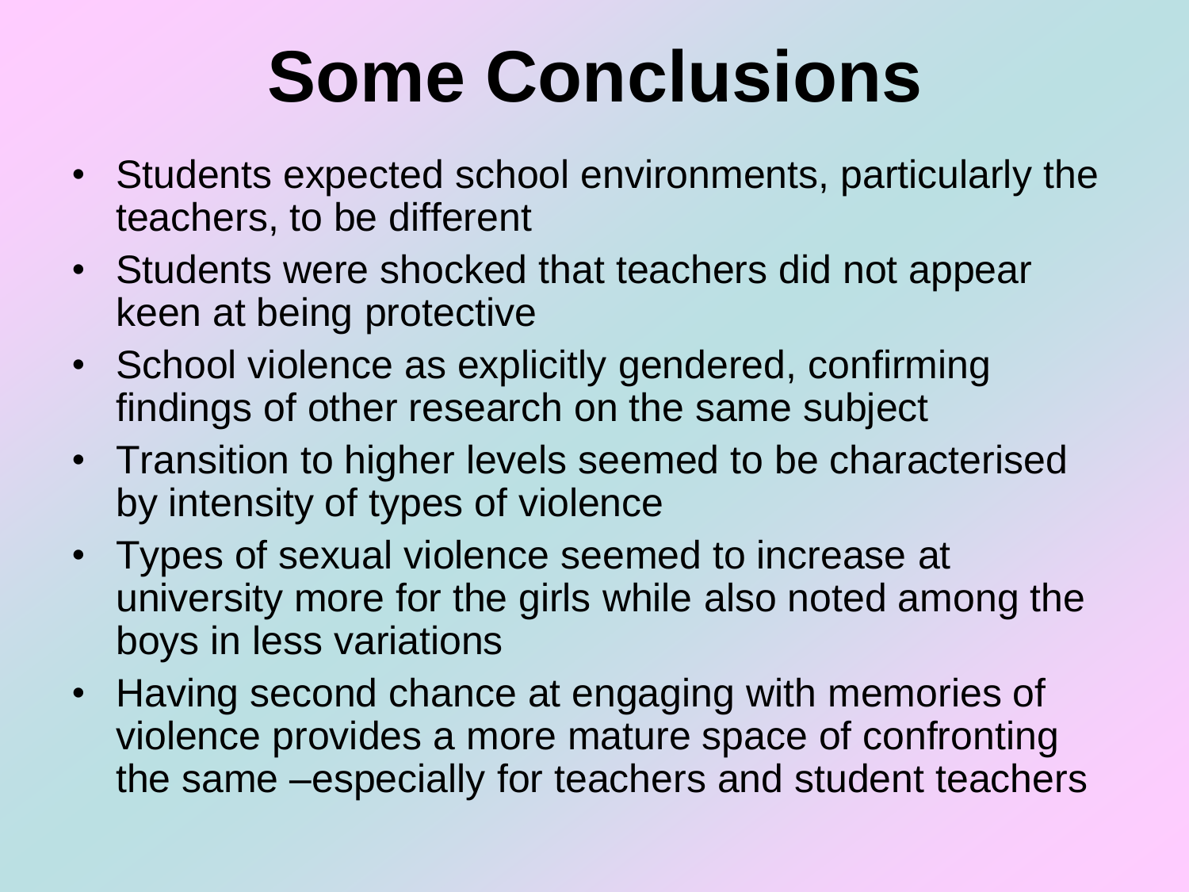# Some Conclusions

- Students expected school environments, particularly the teachers, to be different
- Students were shocked that teachers did not appear keen at being protective
- School violence as explicitly gendered, confirming findings of other research on the same subject
- Transition to higher levels seemed to be characterised by intensity of types of violence
- Types of sexual violence seemed to increase at university more for the girls while also noted among the boys in less variations
- Having second chance at engaging with memories of violence provides a more mature space of confronting the same –especially for teachers and student teachers